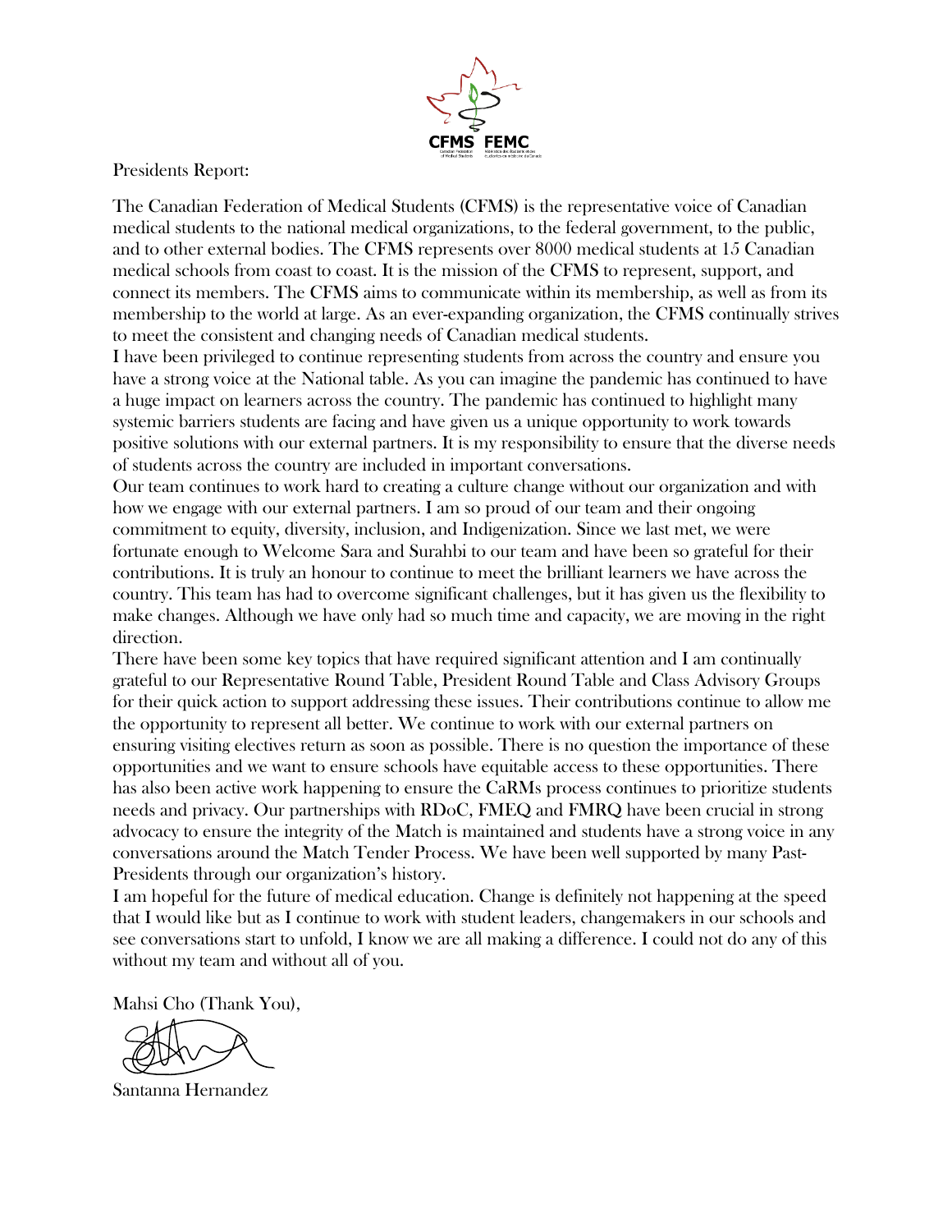Presidents Report:

The Canadian Federation of Medical Students (CFMS) is the representative voice of Canadian medical students to the national medical organizations, to the federal government, to the public, and to other external bodies. The CFMS represents over 8000 medical students at 15 Canadian medical schools from coast to coast. It is the mission of the CFMS to represent, support, and connect its members. The CFMS aims to communicate within its membership, as well as from its membership to the world at large. As an ever-expanding organization, the CFMS continually strives to meet the consistent and changing needs of Canadian medical students.

I have been privileged to continue representing students from across the country and ensure you have a strong voice at the National table. As you can imagine the pandemic has continued to have a huge impact on learners across the country. The pandemic has continued to highlight many systemic barriers students are facing and have given us a unique opportunity to work towards positive solutions with our external partners. It is my responsibility to ensure that the diverse needs of students across the country are included in important conversations.

Our team continues to work hard to creating a culture change without our organization and with how we engage with our external partners. I am so proud of our team and their ongoing commitment to equity, diversity, inclusion, and Indigenization. Since we last met, we were fortunate enough to Welcome Sara and Surahbi to our team and have been so grateful for their contributions. It is truly an honour to continue to meet the brilliant learners we have across the country. This team has had to overcome significant challenges, but it has given us the flexibility to make changes. Although we have only had so much time and capacity, we are moving in the right direction.

There have been some key topics that have required significant attention and I am continually grateful to our Representative Round Table, President Round Table and Class Advisory Groups for their quick action to support addressing these issues. Their contributions continue to allow me the opportunity to represent all better. We continue to work with our external partners on ensuring visiting electives return as soon as possible. There is no question the importance of these opportunities and we want to ensure schools have equitable access to these opportunities. There has also been active work happening to ensure the CaRMs process continues to prioritize students needs and privacy. Our partnerships with RDoC, FMEQ and FMRQ have been crucial in strong advocacy to ensure the integrity of the Match is maintained and students have a strong voice in any conversations around the Match Tender Process. We have been well supported by many Past-Presidents through our organization's history.

I am hopeful for the future of medical education. Change is definitely not happening at the speed that I would like but as I continue to work with student leaders, changemakers in our schools and see conversations start to unfold, I know we are all making a difference. I could not do any of this without my team and without all of you.

Mahsi Cho (Thank You),

Santanna Hernandez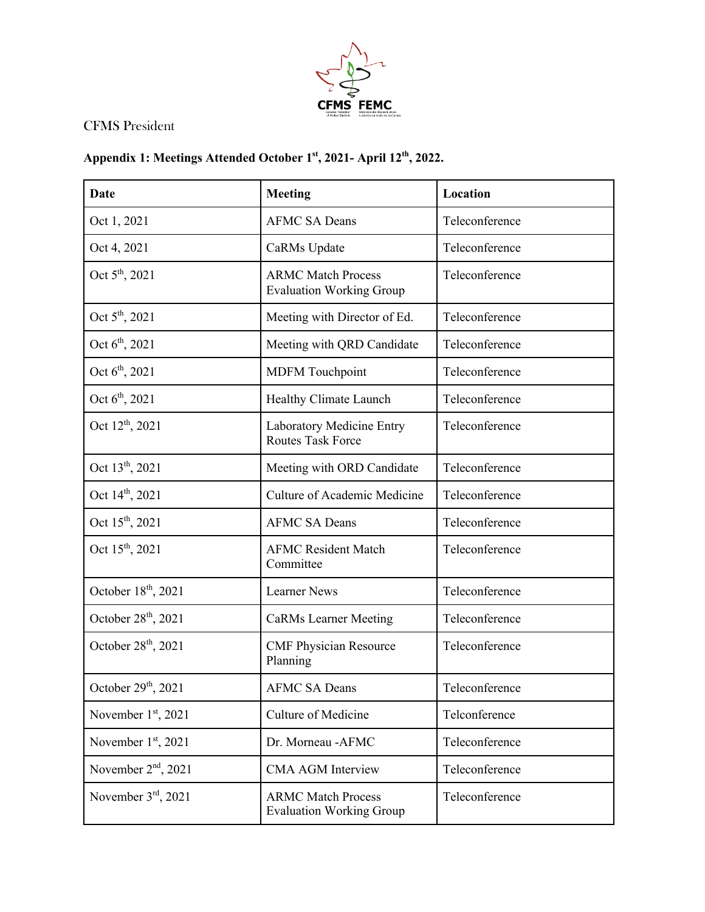CFMS President

**Appendix 1: Meetings Attended October 1st, 2021- April 12th, 2022.**

| Date | Meeting | Location |
|---|---|---|
| Oct 1, 2021 | AFMC SA Deans | Teleconference |
| Oct 4, 2021 | CaRMs Update | Teleconference |
| Oct 5th, 2021 | ARMC Match Process Evaluation Working Group | Teleconference |
| Oct 5th, 2021 | Meeting with Director of Ed. | Teleconference |
| Oct 6th, 2021 | Meeting with QRD Candidate | Teleconference |
| Oct 6th, 2021 | MDFM Touchpoint | Teleconference |
| Oct 6th, 2021 | Healthy Climate Launch | Teleconference |
| Oct 12th, 2021 | Laboratory Medicine Entry Routes Task Force | Teleconference |
| Oct 13th, 2021 | Meeting with ORD Candidate | Teleconference |
| Oct 14th, 2021 | Culture of Academic Medicine | Teleconference |
| Oct 15th, 2021 | AFMC SA Deans | Teleconference |
| Oct 15th, 2021 | AFMC Resident Match Committee | Teleconference |
| October 18th, 2021 | Learner News | Teleconference |
| October 28th, 2021 | CaRMs Learner Meeting | Teleconference |
| October 28th, 2021 | CMF Physician Resource Planning | Teleconference |
| October 29th, 2021 | AFMC SA Deans | Teleconference |
| November 1st, 2021 | Culture of Medicine | Telconference |
| November 1st, 2021 | Dr. Morneau -AFMC | Teleconference |
| November 2nd, 2021 | CMA AGM Interview | Teleconference |
| November 3rd, 2021 | ARMC Match Process Evaluation Working Group | Teleconference |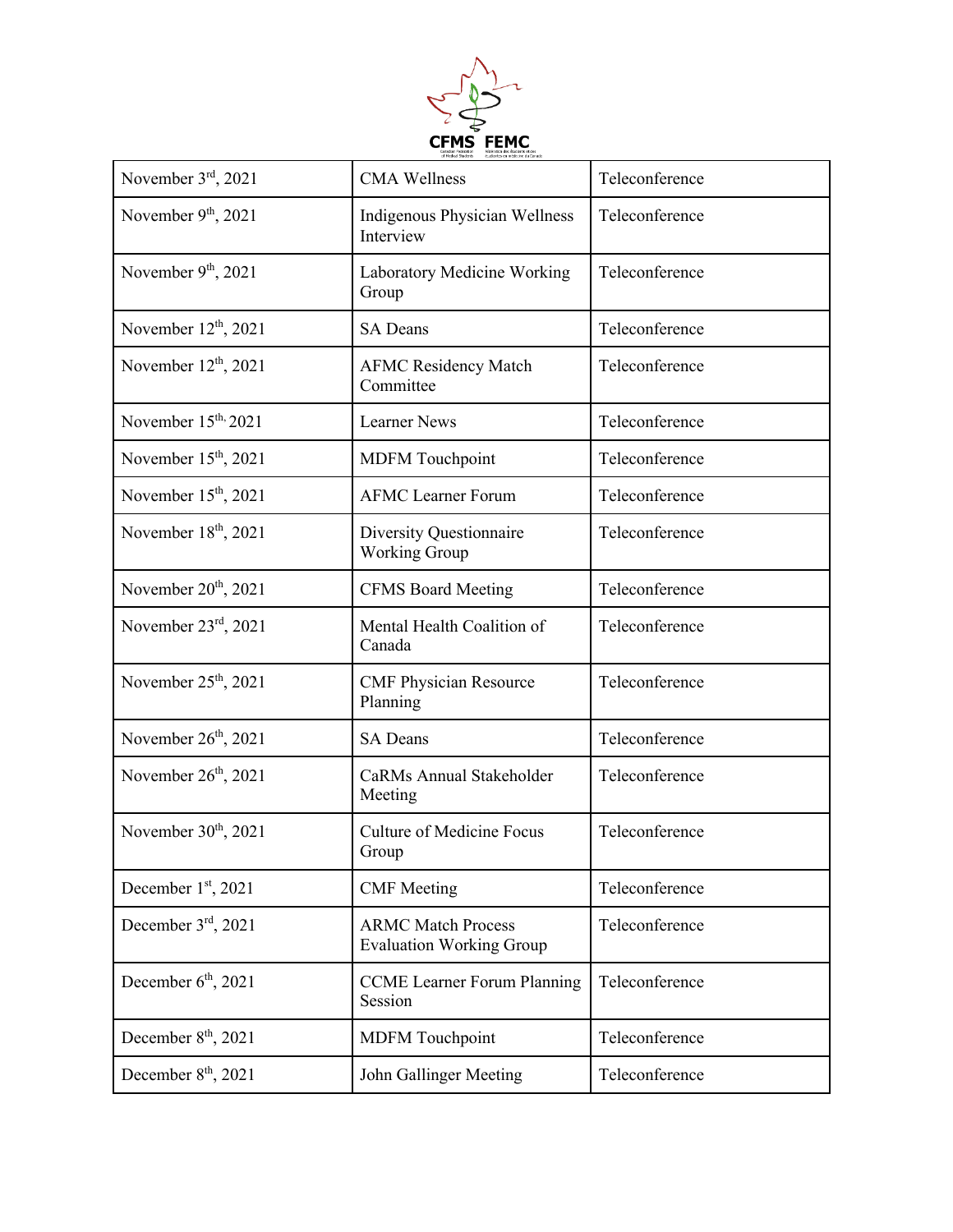| November 3rd, 2021 | CMA Wellness | Teleconference |
|---|---|---|
| November 9th, 2021 | Indigenous Physician Wellness Interview | Teleconference |
| November 9th, 2021 | Laboratory Medicine Working Group | Teleconference |
| November 12th, 2021 | SA Deans | Teleconference |
| November 12th, 2021 | AFMC Residency Match Committee | Teleconference |
| November 15th, 2021 | Learner News | Teleconference |
| November 15th, 2021 | MDFM Touchpoint | Teleconference |
| November 15th, 2021 | AFMC Learner Forum | Teleconference |
| November 18th, 2021 | Diversity Questionnaire Working Group | Teleconference |
| November 20th, 2021 | CFMS Board Meeting | Teleconference |
| November 23rd, 2021 | Mental Health Coalition of Canada | Teleconference |
| November 25th, 2021 | CMF Physician Resource Planning | Teleconference |
| November 26th, 2021 | SA Deans | Teleconference |
| November 26th, 2021 | CaRMs Annual Stakeholder Meeting | Teleconference |
| November 30th, 2021 | Culture of Medicine Focus Group | Teleconference |
| December 1st, 2021 | CMF Meeting | Teleconference |
| December 3rd, 2021 | ARMC Match Process Evaluation Working Group | Teleconference |
| December 6th, 2021 | CCME Learner Forum Planning Session | Teleconference |
| December 8th, 2021 | MDFM Touchpoint | Teleconference |
| December 8th, 2021 | John Gallinger Meeting | Teleconference |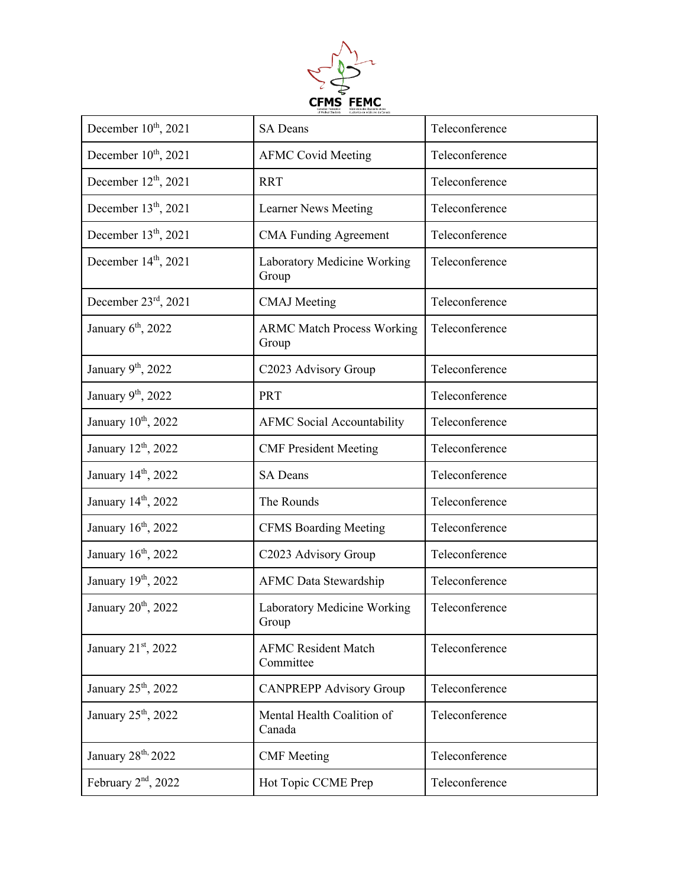| December 10th, 2021 | SA Deans | Teleconference |
|---|---|---|
| December 10th, 2021 | AFMC Covid Meeting | Teleconference |
| December 12th, 2021 | RRT | Teleconference |
| December 13th, 2021 | Learner News Meeting | Teleconference |
| December 13th, 2021 | CMA Funding Agreement | Teleconference |
| December 14th, 2021 | Laboratory Medicine Working Group | Teleconference |
| December 23rd, 2021 | CMAJ Meeting | Teleconference |
| January 6th, 2022 | ARMC Match Process Working Group | Teleconference |
| January 9th, 2022 | C2023 Advisory Group | Teleconference |
| January 9th, 2022 | PRT | Teleconference |
| January 10th, 2022 | AFMC Social Accountability | Teleconference |
| January 12th, 2022 | CMF President Meeting | Teleconference |
| January 14th, 2022 | SA Deans | Teleconference |
| January 14th, 2022 | The Rounds | Teleconference |
| January 16th, 2022 | CFMS Boarding Meeting | Teleconference |
| January 16th, 2022 | C2023 Advisory Group | Teleconference |
| January 19th, 2022 | AFMC Data Stewardship | Teleconference |
| January 20th, 2022 | Laboratory Medicine Working Group | Teleconference |
| January 21st, 2022 | AFMC Resident Match Committee | Teleconference |
| January 25th, 2022 | CANPREPP Advisory Group | Teleconference |
| January 25th, 2022 | Mental Health Coalition of Canada | Teleconference |
| January 28th, 2022 | CMF Meeting | Teleconference |
| February 2nd, 2022 | Hot Topic CCME Prep | Teleconference |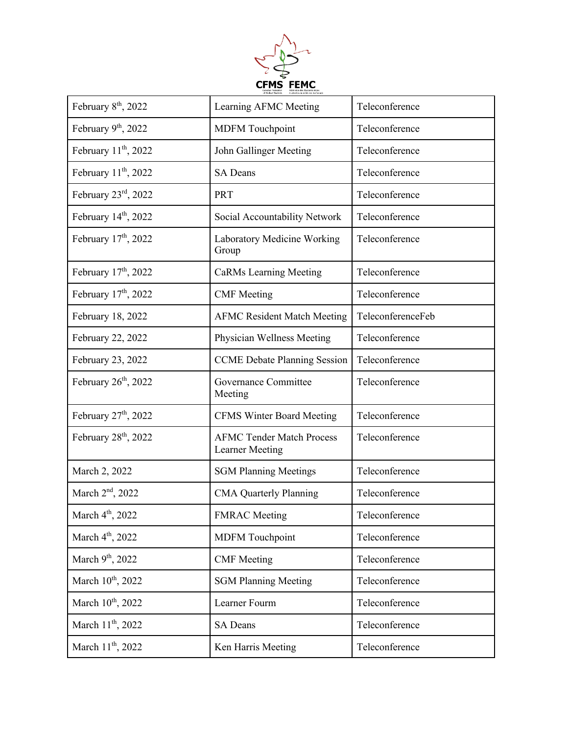| February 8th, 2022 | Learning AFMC Meeting | Teleconference |
|---|---|---|
| February 9th, 2022 | MDFM Touchpoint | Teleconference |
| February 11th, 2022 | John Gallinger Meeting | Teleconference |
| February 11th, 2022 | SA Deans | Teleconference |
| February 23rd, 2022 | PRT | Teleconference |
| February 14th, 2022 | Social Accountability Network | Teleconference |
| February 17th, 2022 | Laboratory Medicine Working Group | Teleconference |
| February 17th, 2022 | CaRMs Learning Meeting | Teleconference |
| February 17th, 2022 | CMF Meeting | Teleconference |
| February 18, 2022 | AFMC Resident Match Meeting | TeleconferenceFeb |
| February 22, 2022 | Physician Wellness Meeting | Teleconference |
| February 23, 2022 | CCME Debate Planning Session | Teleconference |
| February 26th, 2022 | Governance Committee Meeting | Teleconference |
| February 27th, 2022 | CFMS Winter Board Meeting | Teleconference |
| February 28th, 2022 | AFMC Tender Match Process Learner Meeting | Teleconference |
| March 2, 2022 | SGM Planning Meetings | Teleconference |
| March 2nd, 2022 | CMA Quarterly Planning | Teleconference |
| March 4th, 2022 | FMRAC Meeting | Teleconference |
| March 4th, 2022 | MDFM Touchpoint | Teleconference |
| March 9th, 2022 | CMF Meeting | Teleconference |
| March 10th, 2022 | SGM Planning Meeting | Teleconference |
| March 10th, 2022 | Learner Fourm | Teleconference |
| March 11th, 2022 | SA Deans | Teleconference |
| March 11th, 2022 | Ken Harris Meeting | Teleconference |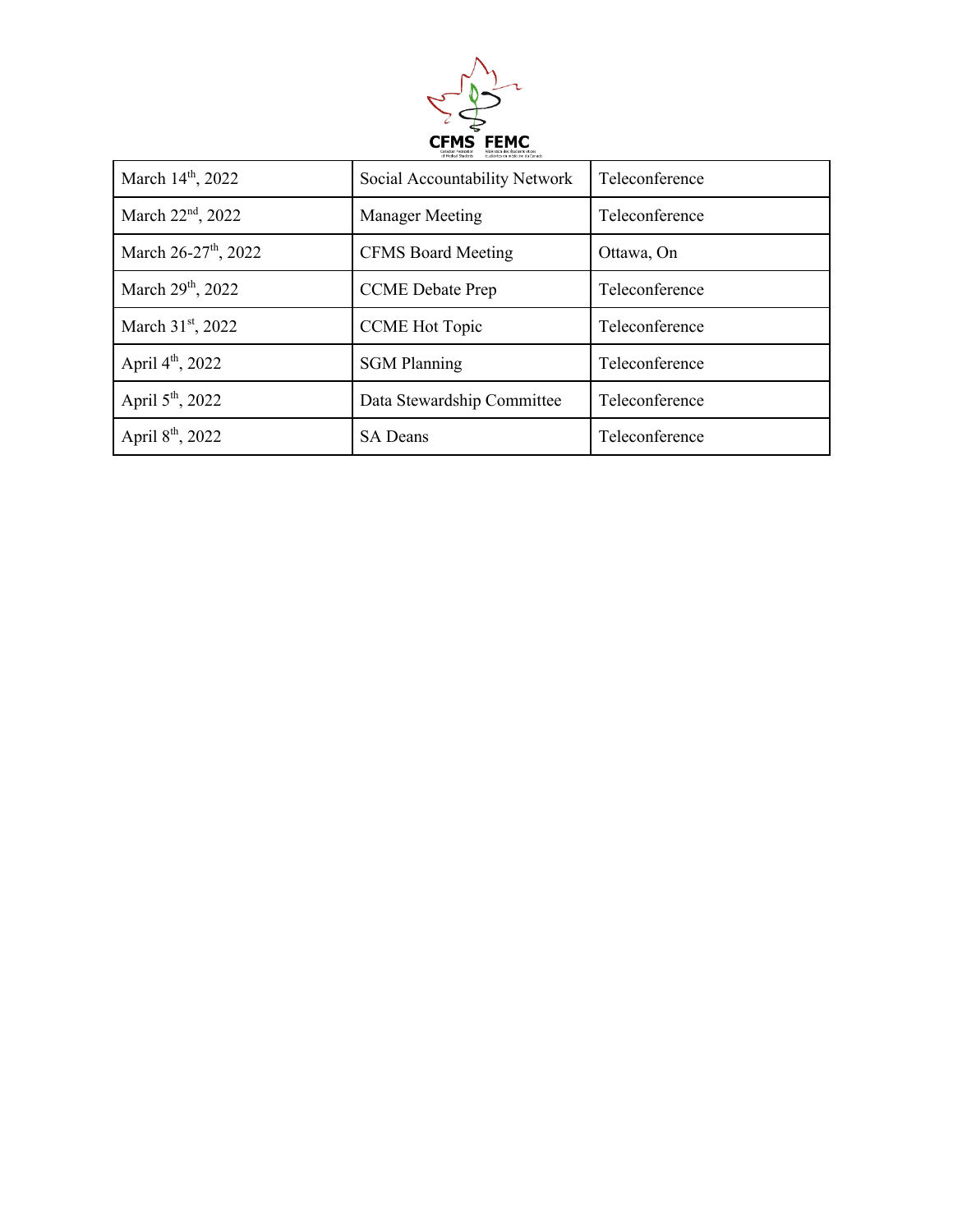| | | |
|---|---|---|
| March 14th, 2022 | Social Accountability Network | Teleconference |
| March 22nd, 2022 | Manager Meeting | Teleconference |
| March 26-27th, 2022 | CFMS Board Meeting | Ottawa, On |
| March 29th, 2022 | CCME Debate Prep | Teleconference |
| March 31st, 2022 | CCME Hot Topic | Teleconference |
| April 4th, 2022 | SGM Planning | Teleconference |
| April 5th, 2022 | Data Stewardship Committee | Teleconference |
| April 8th, 2022 | SA Deans | Teleconference |